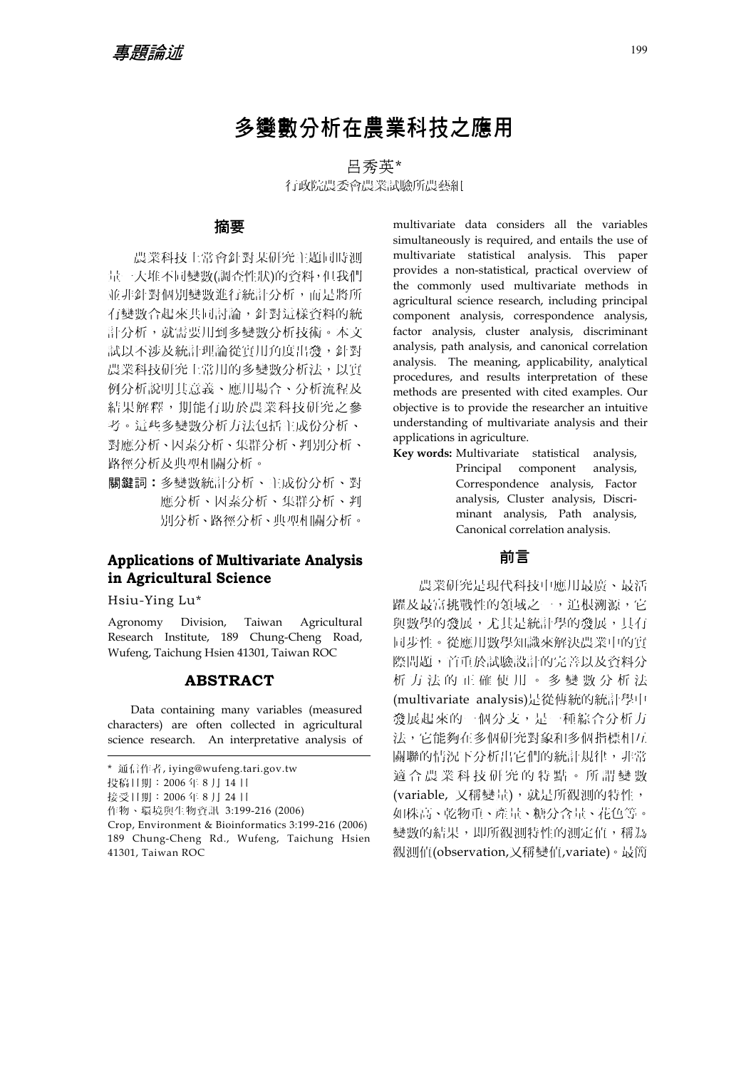專題論述

# 多變數分析在農業科技之應用

呂秀英*

行政院農委會農業試驗所農藝組

## 摘要

農業科技上常會針對某研究主題同時測量一大堆不同變數(調查性狀)的資料，但我們並非針對個別變數進行統計分析，而是將所有變數合起來共同討論，針對這樣資料的統計分析，就需要用到多變數分析技術。本文試以不涉及統計理論從實用角度出發，針對農業科技研究上常用的多變數分析法，以實例分析說明其意義、應用場合、分析流程及結果解釋，期能有助於農業科技研究之參考。這些多變數分析方法包括主成份分析、對應分析、因素分析、集群分析、判別分析、路徑分析及典型相關分析。

**關鍵詞：** 多變數統計分析、主成份分析、對應分析、因素分析、集群分析、判別分析、路徑分析、典型相關分析。

## Applications of Multivariate Analysis in Agricultural Science

Hsiu-Ying Lu*

Agronomy Division, Taiwan Agricultural Research Institute, 189 Chung-Cheng Road, Wufeng, Taichung Hsien 41301, Taiwan ROC

## ABSTRACT

Data containing many variables (measured characters) are often collected in agricultural science research. An interpretative analysis of multivariate data considers all the variables simultaneously is required, and entails the use of multivariate statistical analysis. This paper provides a non-statistical, practical overview of the commonly used multivariate methods in agricultural science research, including principal component analysis, correspondence analysis, factor analysis, cluster analysis, discriminant analysis, path analysis, and canonical correlation analysis. The meaning, applicability, analytical procedures, and results interpretation of these methods are presented with cited examples. Our objective is to provide the researcher an intuitive understanding of multivariate analysis and their applications in agriculture.

**Key words:** Multivariate statistical analysis, Principal component analysis, Correspondence analysis, Factor analysis, Cluster analysis, Discriminant analysis, Path analysis, Canonical correlation analysis.

---

\* 通信作者, iying@wufeng.tari.gov.tw

投稿日期：2006 年 8 月 14 日

接受日期：2006 年 8 月 24 日

作物、環境與生物資訊 3:199-216 (2006)

Crop, Environment & Bioinformatics 3:199-216 (2006)

189 Chung-Cheng Rd., Wufeng, Taichung Hsien 41301, Taiwan ROC

## 前言

農業研究是現代科技中應用最廣、最活躍及最富挑戰性的領域之一，追根溯源，它與數學的發展，尤其是統計學的發展，具有同步性。從應用數學知識來解決農業中的實際問題，首重於試驗設計的完善以及資料分析方法的正確使用。多變數分析法(multivariate analysis)是從傳統的統計學中發展起來的一個分支，是一種綜合分析方法，它能夠在多個研究對象和多個指標相互關聯的情況下分析出它們的統計規律，非常適合農業科技研究的特點。所謂變數(variable, 又稱變量)，就是所觀測的特性，如株高、乾物重、產量、糖分含量、花色等。變數的結果，即所觀測特性的測定值，稱為觀測值(observation,又稱變值,variate)。最簡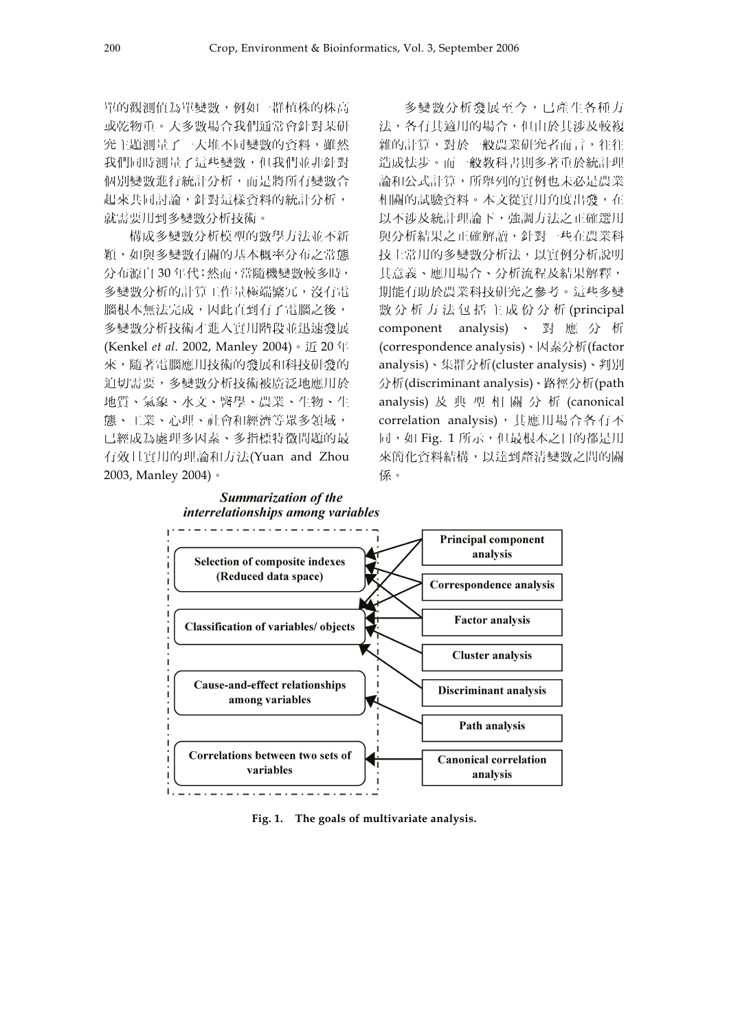單的觀測值為單變數，例如一群植株的株高或乾物重。大多數場合我們通常會針對某研究主題測量了一大堆不同變數的資料，雖然我們同時測量了這些變數，但我們並非針對個別變數進行統計分析，而是將所有變數合起來共同討論，針對這樣資料的統計分析，就需要用到多變數分析技術。

構成多變數分析模型的數學方法並不新穎，如與多變數有關的基本機率分布之常態分布源自 30 年代；然而，當隨機變數較多時，多變數分析的計算工作量極端繁冗，沒有電腦根本無法完成，因此直到有了電腦之後，多變數分析技術才進入實用階段並迅速發展 (Kenkel *et al*. 2002, Manley 2004)。近 20 年來，隨著電腦應用技術的發展和科技研發的迫切需要，多變數分析技術被廣泛地應用於地質、氣象、水文、醫學、農業、生物、生態、工業、心理、社會和經濟等眾多領域，已經成為處理多因素、多指標特徵問題的最有效且實用的理論和方法(Yuan and Zhou 2003, Manley 2004)。

多變數分析發展至今，已產生各種方法，各有其適用的場合，但由於其涉及較複雜的計算，對於一般農業研究者而言，往往造成怯步。而一般教科書則多著重於統計理論和公式計算，所舉列的實例也未必是農業相關的試驗資料。本文從實用角度出發，在以不涉及統計理論下，強調方法之正確選用與分析結果之正確解讀，針對一些在農業科技上常用的多變數分析法，以實例分析說明其意義、應用場合、分析流程及結果解釋，期能有助於農業科技研究之參考。這些多變數分析方法包括主成份分析 (principal component analysis)、對應分析 (correspondence analysis)、因素分析(factor analysis)、集群分析(cluster analysis)、判別分析(discriminant analysis)、路徑分析(path analysis) 及典型相關分析 (canonical correlation analysis)，其應用場合各有不同，如 Fig. 1 所示，但最根本之目的都是用來簡化資料結構，以達到釐清變數之間的關係。

***Summarization of the interrelationships among variables***

- **Selection of composite indexes (Reduced data space)**
- **Classification of variables/ objects**
- **Cause-and-effect relationships among variables**
- **Correlations between two sets of variables**

- **Principal component analysis**
- **Correspondence analysis**
- **Factor analysis**
- **Cluster analysis**
- **Discriminant analysis**
- **Path analysis**
- **Canonical correlation analysis**

**Fig. 1. The goals of multivariate analysis.**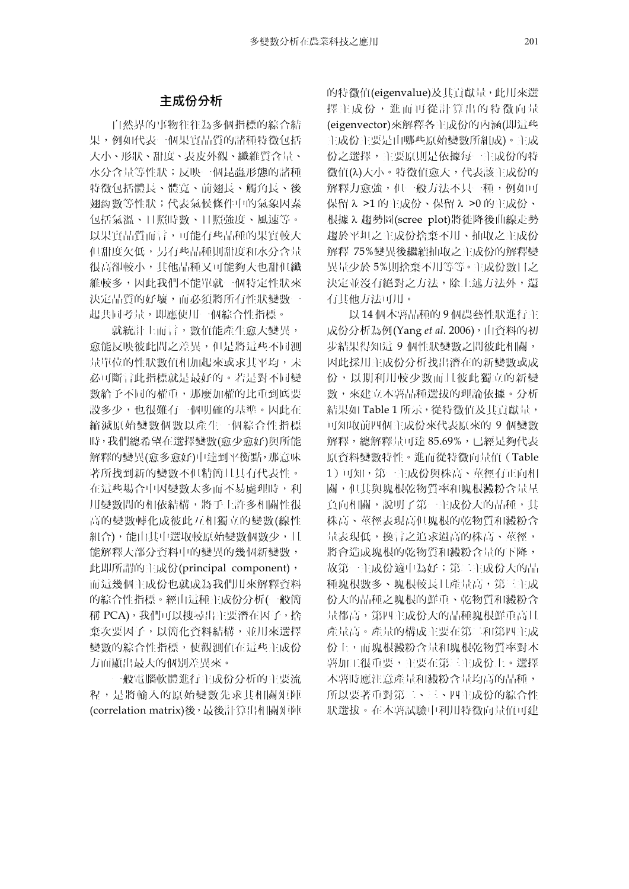## 主成份分析

自然界的事物往往為多個指標的綜合結果，例如代表一個果實品質的諸種特徵包括大小、形狀、甜度、表皮外觀、纖維質含量、水分含量等性狀；反映一個昆蟲形態的諸種特徵包括體長、體寬、前翅長、觸角長、後翅鉤數等性狀；代表氣候條件中的氣象因素包括氣溫、日照時數、日照強度、風速等。以果實品質而言，可能有些品種的果實較大但甜度欠低，另有些品種則甜度和水分含量很高卻較小，其他品種又可能夠大也甜但纖維較多，因此我們不能單就一個特定性狀來決定品質的好壞，而必須將所有性狀變數一起共同考量，即應使用一個綜合性指標。

就統計上而言，數值能產生愈大變異，愈能反映彼此間之差異，但是將這些不同測量單位的性狀數值相加起來或求其平均，未必可斷言此指標就是最好的。若是對不同變數給予不同的權重，那麼加權的比重到底要設多少，也很難有一個明確的基準。因此在縮減原始變數個數以產生一個綜合性指標時，我們總希望在選擇變數(愈少愈好)與所能解釋的變異(愈多愈好)中達到平衡點，那意味著所找到新的變數不但精簡且具有代表性。在這些場合中因變數太多而不易處理時，利用變數間的相依結構，將手上許多相關性很高的變數轉化成彼此互相獨立的變數(線性組合)，能由其中選取較原始變數個數少，且能解釋大部分資料中的變異的幾個新變數，此即所謂的主成份(principal component)，而這幾個主成份也就成為我們用來解釋資料的綜合性指標。經由這種主成份分析(一般簡稱 PCA)，我們可以搜尋出主要潛在因子，捨棄次要因子，以簡化資料結構，並用來選擇變數的綜合性指標，使觀測值在這些主成份方面顯出最大的個別差異來。

一般電腦軟體進行主成份分析的主要流程，是將輸入的原始變數先求其相關矩陣(correlation matrix)後，最後計算出相關矩陣的特徵值(eigenvalue)及其貢獻量，此用來選擇主成份，進而再從計算出的特徵向量(eigenvector)來解釋各主成份的內涵(即這些主成份主要是由哪些原始變數所組成)。主成份之選擇，主要原則是依據每一主成份的特徵值(λ)大小。特徵值愈大，代表該主成份的解釋力愈強，但一般方法不只一種，例如可保留 λ >1的主成份、保留 λ >0 的主成份、根據 λ 趨勢圖(scree plot)將徒降後曲線走勢趨於平坦之主成份捨棄不用、抽取之主成份解釋 75%變異後繼續抽取之主成份的解釋變異量少於 5%則捨棄不用等等。主成份數目之決定並沒有絕對之方法，除上述方法外，還有其他方法可用。

以 14 個木薯品種的 9 個農藝性狀進行主成份分析為例(Yang *et al*. 2006)，由資料的初步結果得知這 9 個性狀變數之間彼此相關，因此採用主成份分析找出潛在的新變數或成份，以期利用較少數而且彼此獨立的新變數，來建立木薯品種選拔的理論依據。分析結果如 Table 1 所示，從特徵值及其貢獻量，可知取前四個主成份來代表原來的 9 個變數解釋，總解釋量可達 85.69%，已經足夠代表原資料變數特性。進而從特徵向量值（Table 1）可知，第一主成份與株高、莖徑有正向相關，但其與塊根乾物質率和塊根澱粉含量呈負向相關，說明了第一主成份大的品種，其株高、莖徑表現高但塊根的乾物質和澱粉含量表現低，換言之追求過高的株高、莖徑，將會造成塊根的乾物質和澱粉含量的下降，故第一主成份適中為好；第二主成份大的品種塊根數多、塊根較長且產量高，第三主成份大的品種之塊根的鮮重、乾物質和澱粉含量都高，第四主成份大的品種塊根鮮重高且產量高。產量的構成主要在第二和第四主成份上，而塊根澱粉含量和塊根乾物質率對木薯加工很重要，主要在第三主成份上。選擇木薯時應注意產量和澱粉含量均高的品種，所以要著重對第二、三、四主成份的綜合性狀選拔。在木薯試驗中利用特徵向量值可建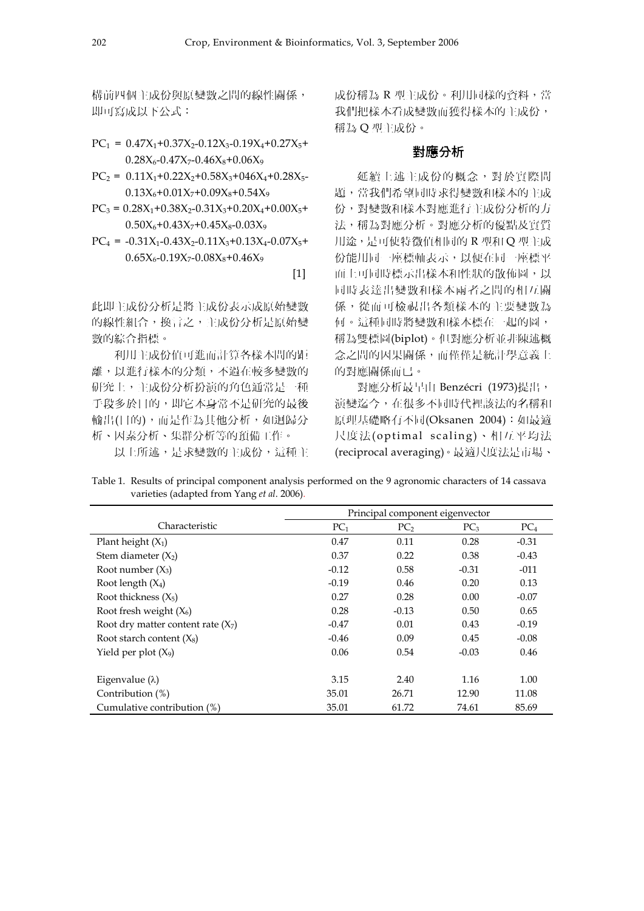構前四個主成份與原變數之間的線性關係，即可寫成以下公式：

$$PC_1 = 0.47X_1+0.37X_2-0.12X_3-0.19X_4+0.27X_5+0.28X_6-0.47X_7-0.46X_8+0.06X_9$$

$$PC_2 = 0.11X_1+0.22X_2+0.58X_3+046X_4+0.28X_5-0.13X_6+0.01X_7+0.09X_8+0.54X_9$$

$$PC_3 = 0.28X_1+0.38X_2-0.31X_3+0.20X_4+0.00X_5+0.50X_6+0.43X_7+0.45X_8-0.03X_9$$

$$PC_4 = -0.31X_1-0.43X_2-0.11X_3+0.13X_4-0.07X_5+0.65X_6-0.19X_7-0.08X_8+0.46X_9 \quad [1]$$

此即主成份分析是將主成份表示成原始變數的線性組合，換言之，主成份分析是原始變數的綜合指標。

利用主成份值可進而計算各樣本間的距離，以進行樣本的分類，不過在較多變數的研究上，主成份分析扮演的角色通常是一種手段多於目的，即它本身常不是研究的最後輸出(目的)，而是作為其他分析，如迴歸分析、因素分析、集群分析等的預備工作。

以上所述，是求變數的主成份，這種主成份稱為 R 型主成份。利用同樣的資料，當我們把樣本看成變數而獲得樣本的主成份，稱為 Q 型主成份。

## 對應分析

延續上述主成份的概念，對於實際問題，當我們希望同時求得變數和樣本的主成份，對變數和樣本對應進行主成份分析的方法，稱為對應分析。對應分析的優點及實質用途，是可使特徵值相同的 R 型和 Q 型主成份能用同一座標軸表示，以便在同一座標平面上可同時標示出樣本和性狀的散佈圖，以同時表達出變數和樣本兩者之間的相互關係，從而可檢視出各類樣本的主要變數為何。這種同時將變數和樣本標在一起的圖，稱為雙標圖(biplot)。但對應分析並非陳述概念之間的因果關係，而僅僅是統計學意義上的對應關係而已。

對應分析最早由 Benzécri (1973)提出，演變迄今，在很多不同時代裡該法的名稱和原理基礎略有不同(Oksanen 2004)：如最適尺度法(optimal scaling)、相互平均法(reciprocal averaging)。最適尺度法是市場、

Table 1. Results of principal component analysis performed on the 9 agronomic characters of 14 cassava varieties (adapted from Yang *et al*. 2006).

| Characteristic | Principal component eigenvector | | | |
|---|---|---|---|---|
| | $PC_1$ | $PC_2$ | $PC_3$ | $PC_4$ |
| Plant height ($X_1$) | 0.47 | 0.11 | 0.28 | -0.31 |
| Stem diameter ($X_2$) | 0.37 | 0.22 | 0.38 | -0.43 |
| Root number ($X_3$) | -0.12 | 0.58 | -0.31 | -011 |
| Root length ($X_4$) | -0.19 | 0.46 | 0.20 | 0.13 |
| Root thickness ($X_5$) | 0.27 | 0.28 | 0.00 | -0.07 |
| Root fresh weight ($X_6$) | 0.28 | -0.13 | 0.50 | 0.65 |
| Root dry matter content rate ($X_7$) | -0.47 | 0.01 | 0.43 | -0.19 |
| Root starch content ($X_8$) | -0.46 | 0.09 | 0.45 | -0.08 |
| Yield per plot ($X_9$) | 0.06 | 0.54 | -0.03 | 0.46 |
| Eigenvalue ($\lambda$) | 3.15 | 2.40 | 1.16 | 1.00 |
| Contribution (%) | 35.01 | 26.71 | 12.90 | 11.08 |
| Cumulative contribution (%) | 35.01 | 61.72 | 74.61 | 85.69 |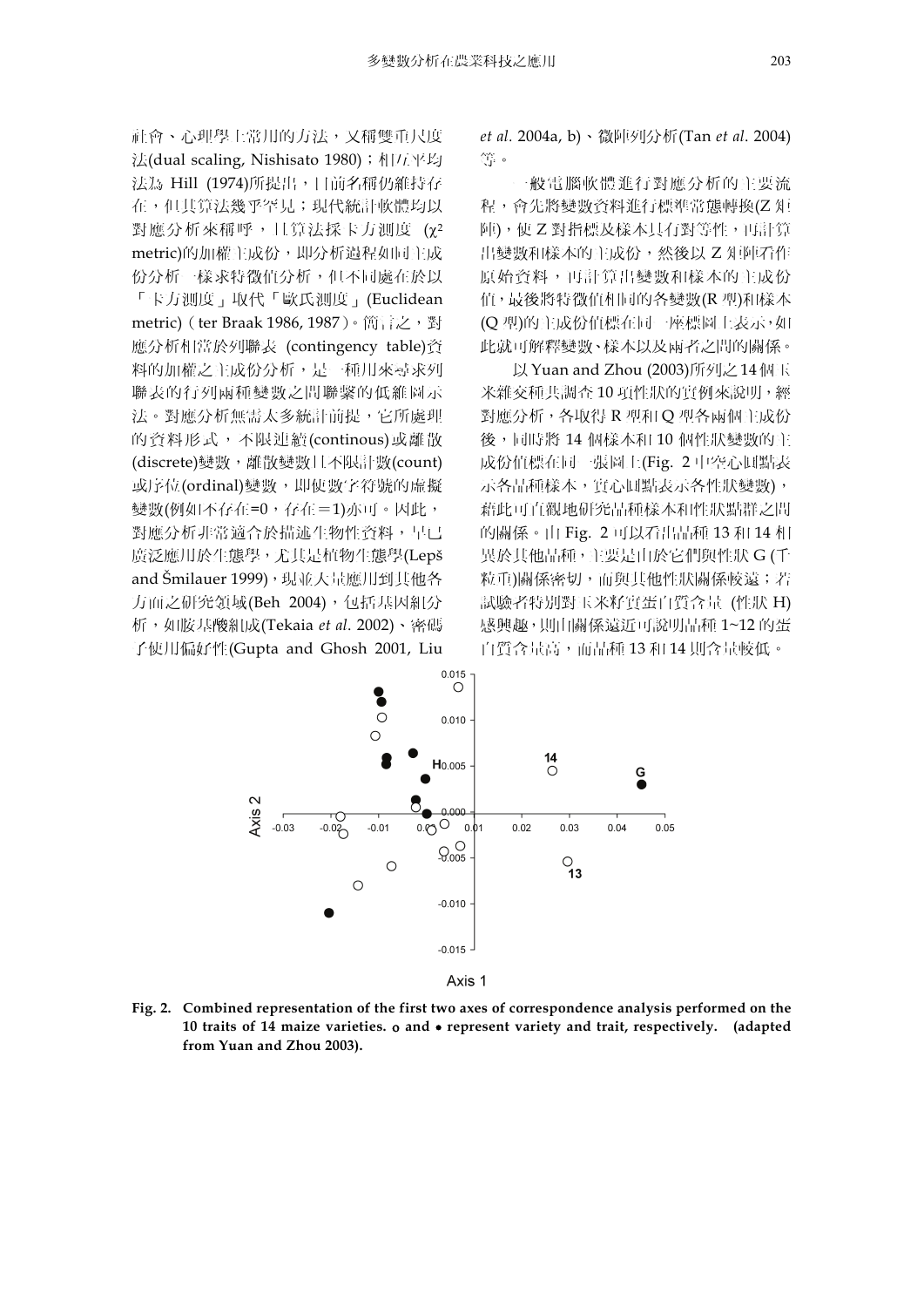社會、心理學上常用的方法，又稱雙重尺度法(dual scaling, Nishisato 1980)；相互平均法為 Hill (1974)所提出，目前名稱仍維持存在，但其算法幾乎罕見；現代統計軟體均以對應分析來稱呼，且算法採卡方測度 ($\chi^2$ metric)的加權主成份，即分析過程如同主成份分析一樣求特徵值分析，但不同處在於以「卡方測度」取代「歐氏測度」(Euclidean metric) ( ter Braak 1986, 1987)。簡言之，對應分析相當於列聯表 (contingency table)資料的加權之主成份分析，是一種用來尋求列聯表的行列兩種變數之間聯繫的低維圖示法。對應分析無需太多統計前提，它所處理的資料形式，不限連續(continous)或離散(discrete)變數，離散變數且不限計數(count)或序位(ordinal)變數，即使數字符號的虛擬變數(例如不存在=0，存在＝1)亦可。因此，對應分析非常適合於描述生物性資料，早已廣泛應用於生態學，尤其是植物生態學(Lepš and Šmilauer 1999)，現並大量應用到其他各方面之研究領域(Beh 2004)，包括基因組分析，如胺基酸組成(Tekaia *et al*. 2002)、密碼子使用偏好性(Gupta and Ghosh 2001, Liu *et al*. 2004a, b)、微陣列分析(Tan *et al*. 2004)等。

一般電腦軟體進行對應分析的主要流程，會先將變數資料進行標準常態轉換(Z 矩陣)，使 Z 對指標及樣本具有對等性，再計算出變數和樣本的主成份，然後以 Z 矩陣看作原始資料，再計算出變數和樣本的主成份值，最後將特徵值相同的各變數(R 型)和樣本(Q 型)的主成份值標在同一座標圖上表示，如此就可解釋變數、樣本以及兩者之間的關係。

以 Yuan and Zhou (2003)所列之 14 個玉米雜交種共調查 10 項性狀的實例來說明，經對應分析，各取得 R 型和 Q 型各兩個主成份後，同時將 14 個樣本和 10 個性狀變數的主成份值標在同一張圖上(Fig. 2 中空心圓點表示各品種樣本，實心圓點表示各性狀變數)，藉此可直觀地研究品種樣本和性狀點群之間的關係。由 Fig. 2 可以看出品種 13 和 14 相異於其他品種，主要是由於它們與性狀 G (千粒重)關係密切，而與其他性狀關係較遠；若試驗者特別對玉米籽實蛋白質含量 (性狀 H)感興趣，則由關係遠近可說明品種 1~12 的蛋白質含量高，而品種 13 和 14 則含量較低。

**Fig. 2. Combined representation of the first two axes of correspondence analysis performed on the 10 traits of 14 maize varieties. o and • represent variety and trait, respectively. (adapted from Yuan and Zhou 2003).**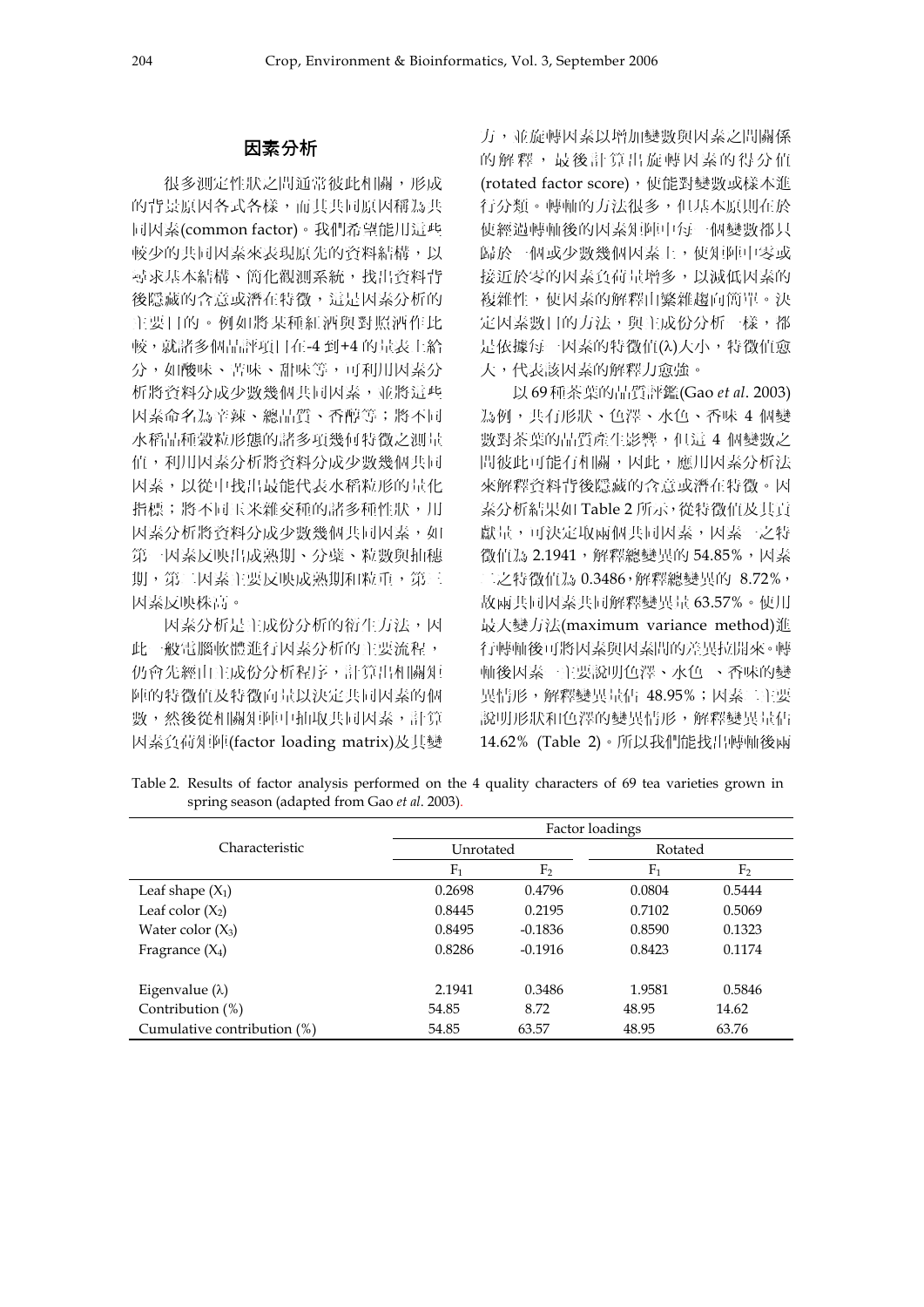## 因素分析

很多測定性狀之間通常彼此相關，形成的背景原因各式各樣，而其共同原因稱為共同因素(common factor)。我們希望能用這些較少的共同因素來表現原先的資料結構，以尋求基本結構、簡化觀測系統，找出資料背後隱藏的含意或潛在特徵，這是因素分析的主要目的。例如將某種紅酒與對照酒作比較，就諸多個品評項目在-4 到+4 的量表上給分，如酸味、苦味、甜味等，可利用因素分析將資料分成少數幾個共同因素，並將這些因素命名為辛辣、總品質、香醇等；將不同水稻品種穀粒形態的諸多項幾何特徵之測量值，利用因素分析將資料分成少數幾個共同因素，以從中找出最能代表水稻粒形的量化指標；將不同玉米雜交種的諸多種性狀，用因素分析將資料分成少數幾個共同因素，如第一因素反映出成熟期、分蘗、粒數與抽穗期，第二因素主要反映成熟期和粒重，第三因素反映株高。

因素分析是主成份分析的衍生方法，因此一般電腦軟體進行因素分析的主要流程，仍會先經由主成份分析程序，計算出相關矩陣的特徵值及特徵向量以決定共同因素的個數，然後從相關矩陣中抽取共同因素，計算因素負荷矩陣(factor loading matrix)及其變方，並旋轉因素以增加變數與因素之間關係的解釋，最後計算出旋轉因素的得分值(rotated factor score)，使能對變數或樣本進行分類。轉軸的方法很多，但基本原則在於使經過轉軸後的因素矩陣中每一個變數都只歸於一個或少數幾個因素上，使矩陣中零或接近於零的因素負荷量增多，以減低因素的複雜性，使因素的解釋由繁雜趨向簡單。決定因素數目的方法，與主成份分析一樣，都是依據每一因素的特徵值(λ)大小，特徵值愈大，代表該因素的解釋力愈強。

以 69 種茶葉的品質評鑑(Gao *et al*. 2003)為例，共有形狀、色澤、水色、香味 4 個變數對茶葉的品質產生影響，但這 4 個變數之間彼此可能有相關，因此，應用因素分析法來解釋資料背後隱藏的含意或潛在特徵。因素分析結果如 Table 2 所示，從特徵值及其貢獻量，可決定取兩個共同因素，因素一之特徵值為 2.1941，解釋總變異的 54.85%，因素二之特徵值為 0.3486，解釋總變異的 8.72%，故兩共同因素共同解釋變異量 63.57%。使用最大變方法(maximum variance method)進行轉軸後可將因素與因素間的差異拉開來。轉軸後因素一主要說明色澤、水色、香味的變異情形，解釋變異量佔 48.95%；因素二主要說明形狀和色澤的變異情形，解釋變異量佔 14.62% (Table 2)。所以我們能找出轉軸後兩

Table 2. Results of factor analysis performed on the 4 quality characters of 69 tea varieties grown in spring season (adapted from Gao *et al*. 2003).

| Characteristic | Factor loadings | | | |
|---|---|---|---|---|
| | Unrotated | | Rotated | |
| | $F_1$ | $F_2$ | $F_1$ | $F_2$ |
| Leaf shape ($X_1$) | 0.2698 | 0.4796 | 0.0804 | 0.5444 |
| Leaf color ($X_2$) | 0.8445 | 0.2195 | 0.7102 | 0.5069 |
| Water color ($X_3$) | 0.8495 | -0.1836 | 0.8590 | 0.1323 |
| Fragrance ($X_4$) | 0.8286 | -0.1916 | 0.8423 | 0.1174 |
| Eigenvalue (λ) | 2.1941 | 0.3486 | 1.9581 | 0.5846 |
| Contribution (%) | 54.85 | 8.72 | 48.95 | 14.62 |
| Cumulative contribution (%) | 54.85 | 63.57 | 48.95 | 63.76 |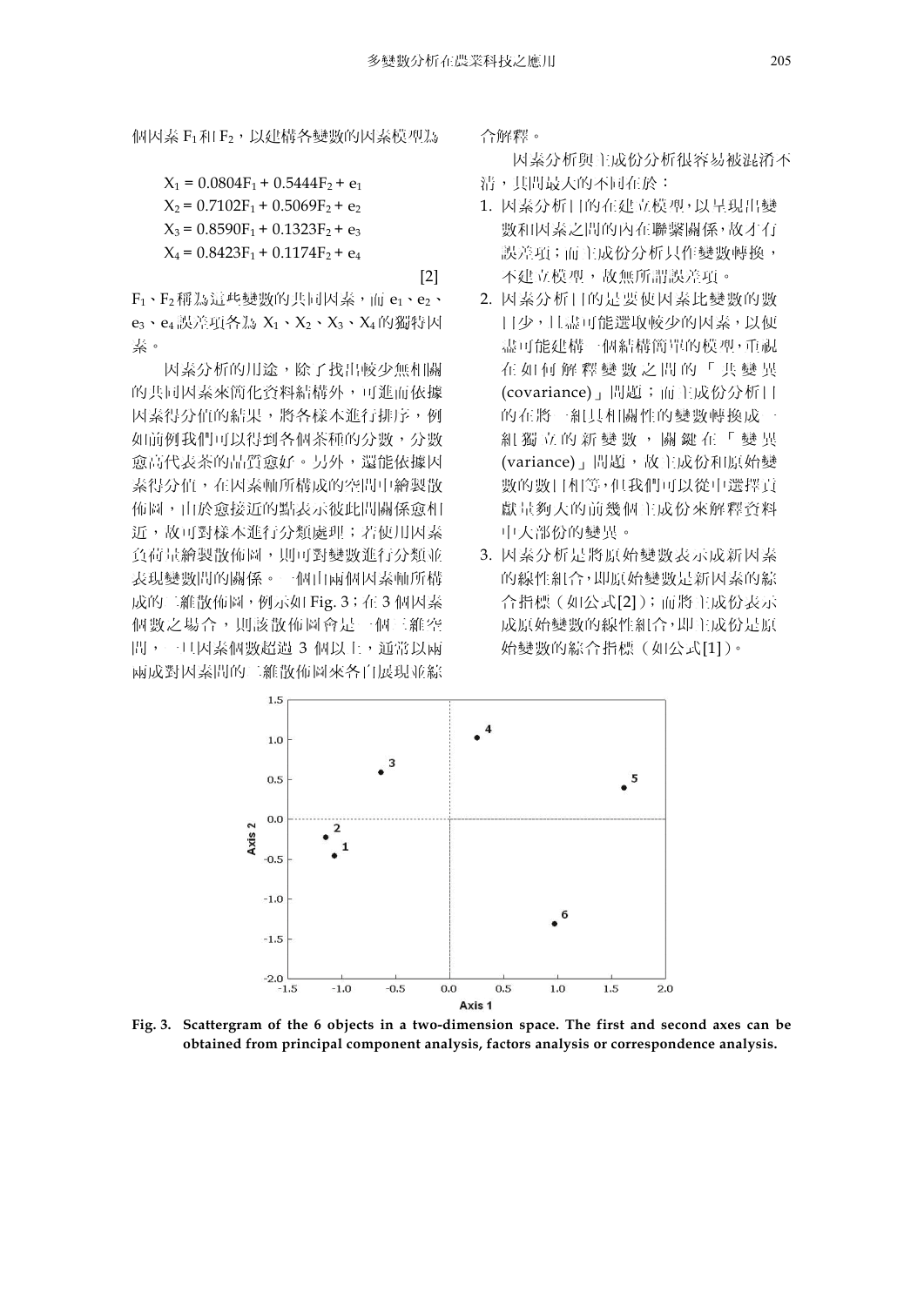個因素 $F_1$ 和 $F_2$，以建構各變數的因素模型為

$$X_1 = 0.0804F_1 + 0.5444F_2 + e_1$$
$$X_2 = 0.7102F_1 + 0.5069F_2 + e_2$$
$$X_3 = 0.8590F_1 + 0.1323F_2 + e_3$$
$$X_4 = 0.8423F_1 + 0.1174F_2 + e_4 \quad [2]$$

$F_1$、$F_2$ 稱為這些變數的共同因素，而 $e_1$、$e_2$、$e_3$、$e_4$ 誤差項各為 $X_1$、$X_2$、$X_3$、$X_4$ 的獨特因素。

因素分析的用途，除了找出較少無相關的共同因素來簡化資料結構外，可進而依據因素得分值的結果，將各樣本進行排序，例如前例我們可以得到各個茶種的分數，分數愈高代表茶的品質愈好。另外，還能依據因素得分值，在因素軸所構成的空間中繪製散佈圖，由於愈接近的點表示彼此間關係愈相近，故可對樣本進行分類處理；若使用因素負荷量繪製散佈圖，則可對變數進行分類並表現變數間的關係。一個由兩個因素軸所構成的二維散佈圖，例示如 Fig. 3；在 3 個因素個數之場合，則該散佈圖會是一個三維空間，一旦因素個數超過 3 個以上，通常以兩兩成對因素間的二維散佈圖來各自展現並綜合解釋。

因素分析與主成份分析很容易被混淆不清，其間最大的不同在於：

1. 因素分析目的在建立模型，以呈現出變數和因素之間的內在聯繫關係，故才有誤差項；而主成份分析只作變數轉換，不建立模型，故無所謂誤差項。
2. 因素分析目的是要使因素比變數的數目少，且盡可能選取較少的因素，以使盡可能建構一個結構簡單的模型，重視在如何解釋變數之間的「共變異 (covariance)」問題；而主成份分析目的在將一組具相關性的變數轉換成一組獨立的新變數，關鍵在「變異 (variance)」問題，故主成份和原始變數的數目相等，但我們可以從中選擇貢獻量夠大的前幾個主成份來解釋資料中大部份的變異。
3. 因素分析是將原始變數表示成新因素的線性組合，即原始變數是新因素的綜合指標（如公式[2]）；而將主成份表示成原始變數的線性組合，即主成份是原始變數的綜合指標（如公式[1]）。

**Fig. 3. Scattergram of the 6 objects in a two-dimension space. The first and second axes can be obtained from principal component analysis, factors analysis or correspondence analysis.**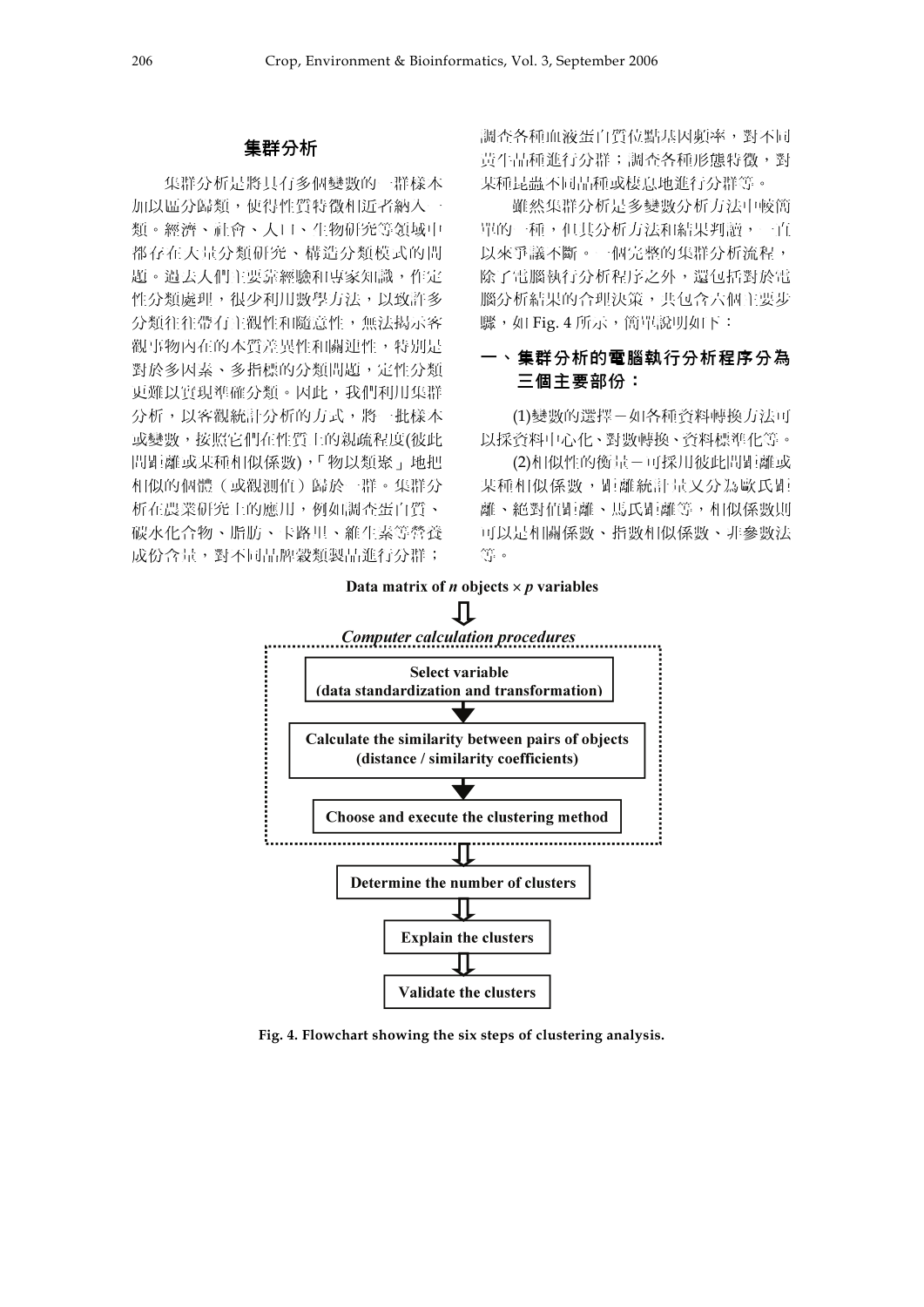## 集群分析

集群分析是將具有多個變數的一群樣本加以區分歸類，使得性質特徵相近者納入一類。經濟、社會、人口、生物研究等領域中都存在大量分類研究、構造分類模式的問題。過去人們主要靠經驗和專家知識，作定性分類處理，很少利用數學方法，以致許多分類往往帶有主觀性和隨意性，無法揭示客觀事物內在的本質差異性和關連性，特別是對於多因素、多指標的分類問題，定性分類更難以實現準確分類。因此，我們利用集群分析，以客觀統計分析的方式，將一批樣本或變數，按照它們在性質上的親疏程度(彼此間距離或某種相似係數)，「物以類聚」地把相似的個體（或觀測值）歸於一群。集群分析在農業研究上的應用，例如調查蛋白質、碳水化合物、脂肪、卡路里、維生素等營養成份含量，對不同品牌穀類製品進行分群；調查各種血液蛋白質位點基因頻率，對不同黃牛品種進行分群；調查各種形態特徵，對某種昆蟲不同品種或棲息地進行分群等。

雖然集群分析是多變數分析方法中較簡單的一種，但其分析方法和結果判讀，一直以來爭議不斷。一個完整的集群分析流程，除了電腦執行分析程序之外，還包括對於電腦分析結果的合理決策，共包含六個主要步驟，如 Fig. 4 所示，簡單說明如下：

### 一、集群分析的電腦執行分析程序分為三個主要部份：

(1)變數的選擇－如各種資料轉換方法可以採資料中心化、對數轉換、資料標準化等。

(2)相似性的衡量－可採用彼此間距離或某種相似係數，距離統計量又分為歐氏距離、絕對值距離、馬氏距離等，相似係數則可以是相關係數、指數相似係數、非參數法等。

**Data matrix of *n* objects × *p* variables**

⇩

*Computer calculation procedures*

- **Select variable (data standardization and transformation)**
- ↓
- **Calculate the similarity between pairs of objects (distance / similarity coefficients)**
- ↓
- **Choose and execute the clustering method**

⇩

**Determine the number of clusters**

⇩

**Explain the clusters**

⇩

**Validate the clusters**

**Fig. 4. Flowchart showing the six steps of clustering analysis.**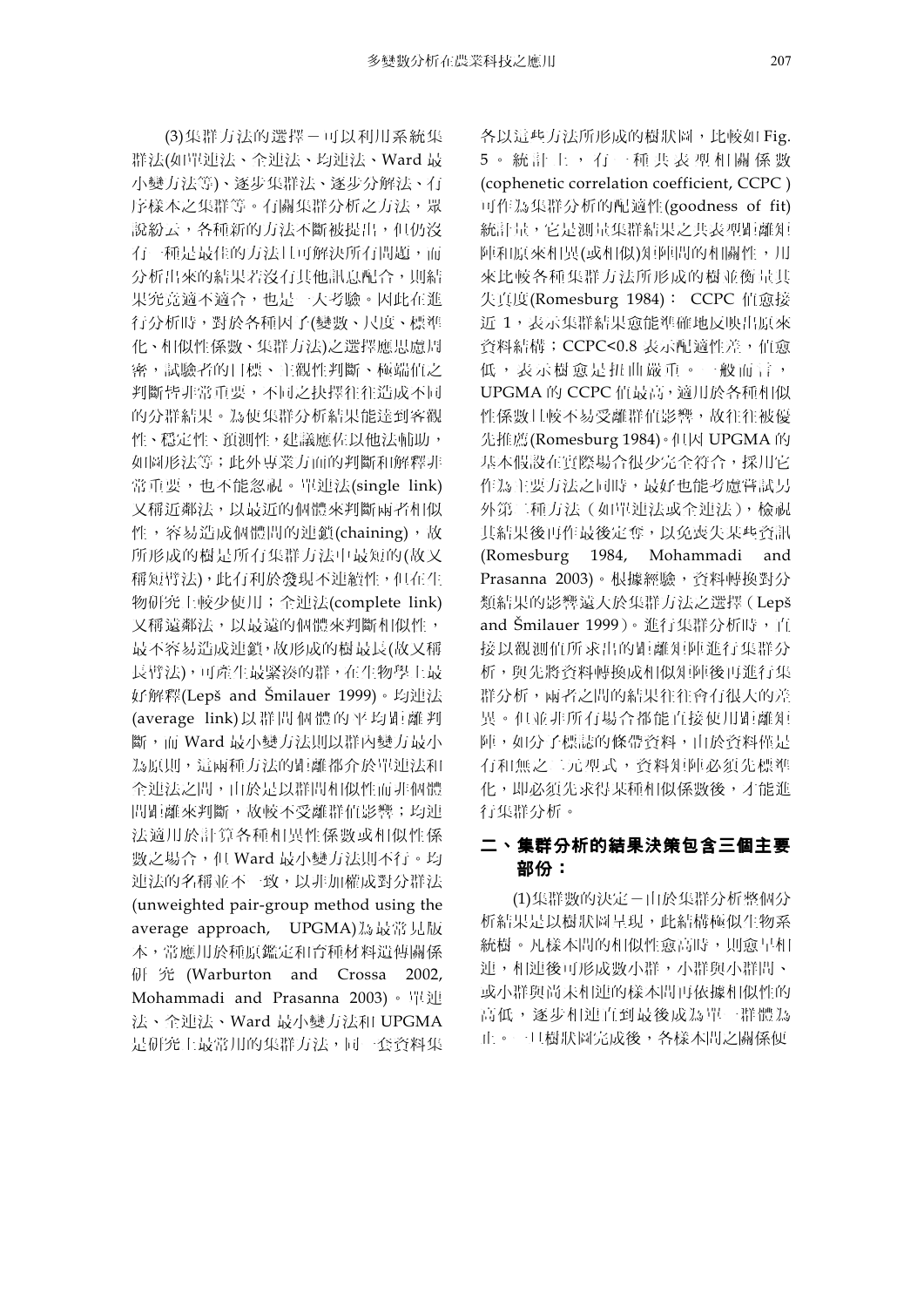(3)集群方法的選擇－可以利用系統集群法(如單連法、全連法、均連法、Ward 最小變方法等)、逐步集群法、逐步分解法、有序樣本之集群等。有關集群分析之方法，眾說紛云，各種新的方法不斷被提出，但仍沒有一種是最佳的方法且可解決所有問題，而分析出來的結果若沒有其他訊息配合，則結果究竟適不適合，也是一大考驗。因此在進行分析時，對於各種因子(變數、尺度、標準化、相似性係數、集群方法)之選擇應思慮周密，試驗者的目標、主觀性判斷、極端值之判斷皆非常重要，不同之抉擇往往造成不同的分群結果。為使集群分析結果能達到客觀性、穩定性、預測性，建議應佐以他法輔助，如圖形法等；此外專業方面的判斷和解釋非常重要，也不能忽視。單連法(single link)又稱近鄰法，以最近的個體來判斷兩者相似性，容易造成個體間的連鎖(chaining)，故所形成的樹是所有集群方法中最短的(故又稱短臂法)，此有利於發現不連續性，但在生物研究上較少使用；全連法(complete link)又稱遠鄰法，以最遠的個體來判斷相似性，最不容易造成連鎖，故形成的樹最長(故又稱長臂法)，可產生最緊湊的群，在生物學上最好解釋(Lepš and Šmilauer 1999)。均連法(average link)以群間個體的平均距離判斷，而 Ward 最小變方法則以群內變方最小為原則，這兩種方法的距離都介於單連法和全連法之間，由於是以群間相似性而非個體間距離來判斷，故較不受離群值影響；均連法適用於計算各種相異性係數或相似性係數之場合，但 Ward 最小變方法則不行。均連法的名稱並不一致，以非加權成對分群法(unweighted pair-group method using the average approach, UPGMA)為最常見版本，常應用於種原鑑定和育種材料遺傳關係研究(Warburton and Crossa 2002, Mohammadi and Prasanna 2003)。單連法、全連法、Ward 最小變方法和 UPGMA 是研究上最常用的集群方法，同一套資料集各以這些方法所形成的樹狀圖，比較如 Fig. 5。統計上，有一種共表型相關係數(cophenetic correlation coefficient, CCPC)可作為集群分析的配適性(goodness of fit)統計量，它是測量集群結果之共表型距離矩陣和原來相異(或相似)矩陣間的相關性，用來比較各種集群方法所形成的樹並衡量其失真度(Romesburg 1984)：CCPC 值愈接近 1，表示集群結果愈能準確地反映出原來資料結構；CCPC<0.8 表示配適性差，值愈低，表示樹愈是扭曲嚴重。一般而言，UPGMA 的 CCPC 值最高，適用於各種相似性係數且較不易受離群值影響，故往往被優先推薦(Romesburg 1984)。但因 UPGMA 的基本假設在實際場合很少完全符合，採用它作為主要方法之同時，最好也能考慮嘗試另外第二種方法（如單連法或全連法），檢視其結果後再作最後定奪，以免喪失某些資訊(Romesburg 1984, Mohammadi and Prasanna 2003)。根據經驗，資料轉換對分類結果的影響遠大於集群方法之選擇（Lepš and Šmilauer 1999）。進行集群分析時，直接以觀測值所求出的距離矩陣進行集群分析，與先將資料轉換成相似矩陣後再進行集群分析，兩者之間的結果往往會有很大的差異。但並非所有場合都能直接使用距離矩陣，如分子標誌的條帶資料，由於資料僅是有和無之二元型式，資料矩陣必須先標準化，即必須先求得某種相似係數後，才能進行集群分析。

## 二、集群分析的結果決策包含三個主要部份：

(1)集群數的決定－由於集群分析整個分析結果是以樹狀圖呈現，此結構極似生物系統樹。凡樣本間的相似性愈高時，則愈早相連，相連後可形成數小群，小群與小群間、或小群與尚未相連的樣本間再依據相似性的高低，逐步相連直到最後成為單一群體為止。一旦樹狀圖完成後，各樣本間之關係便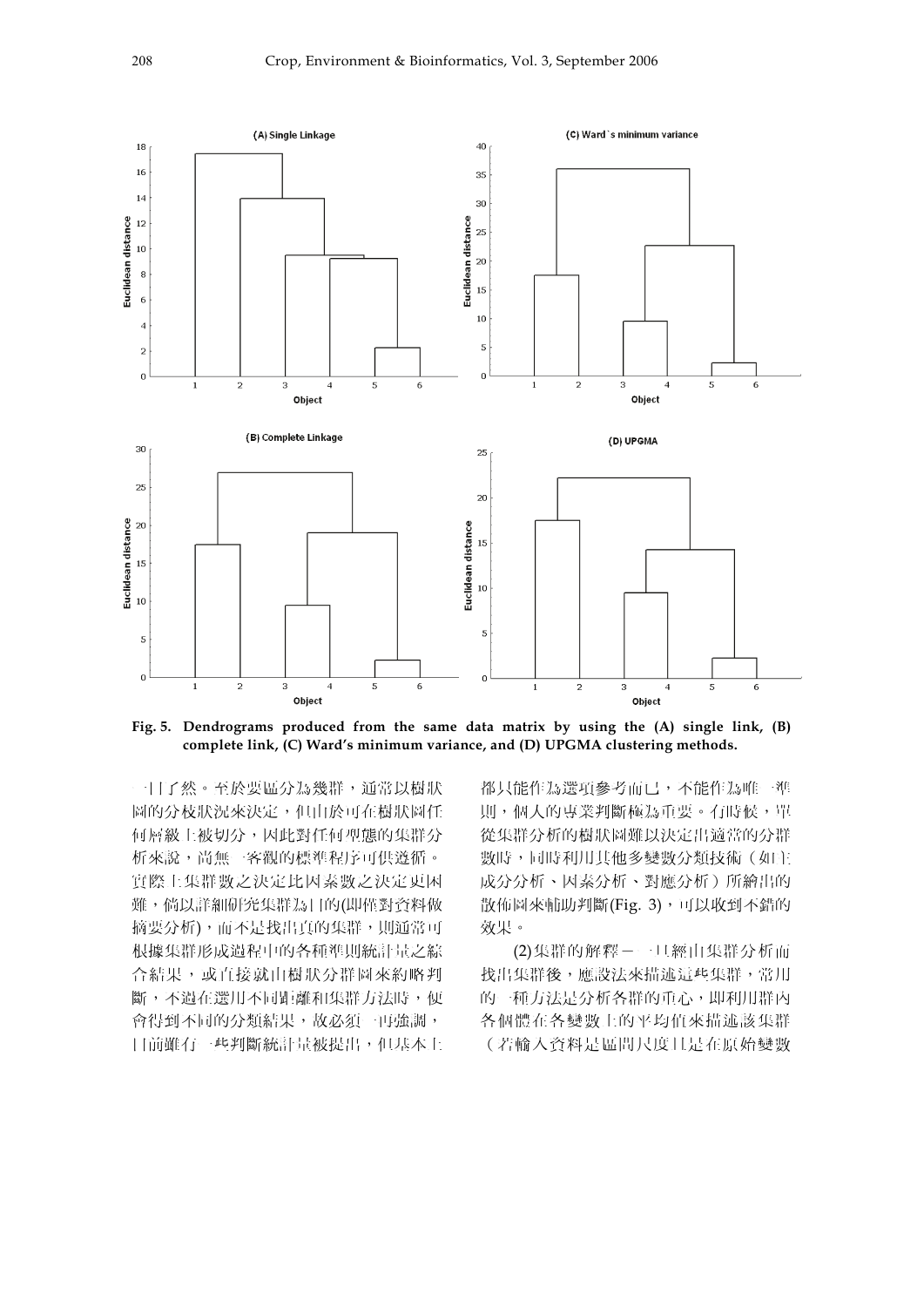Fig. 5. Dendrograms produced from the same data matrix by using the (A) single link, (B) complete link, (C) Ward's minimum variance, and (D) UPGMA clustering methods.

一目了然。至於要區分為幾群，通常以樹狀圖的分枝狀況來決定，但由於可在樹狀圖任何層級上被切分，因此對任何型態的集群分析來說，尚無一客觀的標準程序可供遵循。實際上集群數之決定比因素數之決定更困難，倘以詳細研究集群為目的(即僅對資料做摘要分析)，而不是找出真的集群，則通常可根據集群形成過程中的各種準則統計量之綜合結果，或直接就由樹狀分群圖來約略判斷，不過在選用不同距離和集群方法時，便會得到不同的分類結果，故必須一再強調，目前雖有一些判斷統計量被提出，但基本上都只能作為選項參考而已，不能作為唯一準則，個人的專業判斷極為重要。有時候，單從集群分析的樹狀圖難以決定出適當的分群數時，同時利用其他多變數分類技術（如主成分分析、因素分析、對應分析）所繪出的散佈圖來輔助判斷(Fig. 3)，可以收到不錯的效果。

(2)集群的解釋－一旦經由集群分析而找出集群後，應設法來描述這些集群，常用的一種方法是分析各群的重心，即利用群內各個體在各變數上的平均值來描述該集群（若輸入資料是區間尺度且是在原始變數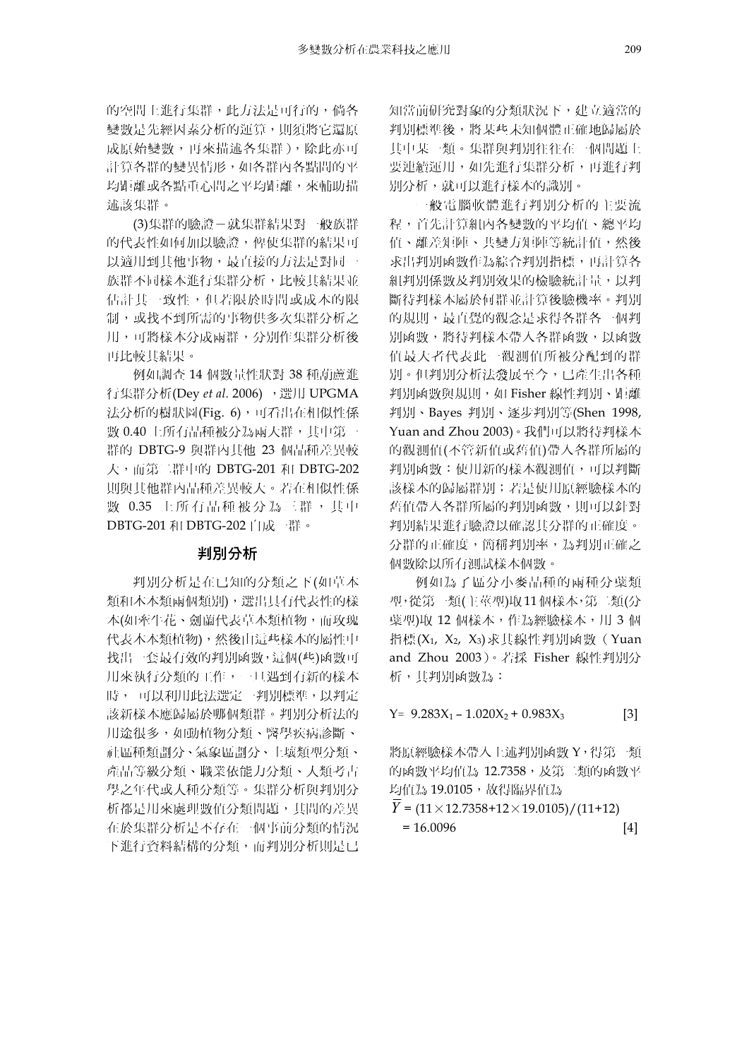的空間上進行集群，此方法是可行的，倘各變數是先經因素分析的運算，則須將它還原成原始變數，再來描述各集群)，除此亦可計算各群的變異情形，如各群內各點間的平均距離或各點重心間之平均距離，來輔助描述該集群。

(3)集群的驗證－就集群結果對一般族群的代表性如何加以驗證，俾使集群的結果可以適用到其他事物，最直接的方法是對同一族群不同樣本進行集群分析，比較其結果並估計其一致性，但若限於時間或成本的限制，或找不到所需的事物供多次集群分析之用，可將樣本分成兩群，分別作集群分析後再比較其結果。

例如調查 14 個數量性狀對 38 種胡蘆進行集群分析(Dey *et al*. 2006) ，選用 UPGMA 法分析的樹狀圖(Fig. 6)，可看出在相似性係數 0.40 上所有品種被分為兩大群，其中第一群的 DBTG-9 與群內其他 23 個品種差異較大，而第二群中的 DBTG-201 和 DBTG-202 則與其他群內品種差異較大。若在相似性係數 0.35 上所有品種被分為三群，其中 DBTG-201 和 DBTG-202 自成一群。

## 判別分析

判別分析是在已知的分類之下(如草本類和木本類兩個類別)，選出具有代表性的樣本(如牽牛花、劍蘭代表草本類植物，而玫瑰代表木本類植物)，然後由這些樣本的屬性中找出一套最有效的判別函數，這個(些)函數可用來執行分類的工作，一旦遇到有新的樣本時，可以利用此法選定一判別標準，以判定該新樣本應歸屬於哪個類群。判別分析法的用途很多，如動植物分類、醫學疾病診斷、社區種類劃分、氣象區劃分、土壤類型分類、產品等級分類、職業依能力分類、人類考古學之年代或人種分類等。集群分析與判別分析都是用來處理數值分類問題，其間的差異在於集群分析是不存在一個事前分類的情況下進行資料結構的分類，而判別分析則是已知當前研究對象的分類狀況下，建立適當的判別標準後，將某些未知個體正確地歸屬於其中某一類。集群與判別往往在一個問題上要連續運用，如先進行集群分析，再進行判別分析，就可以進行樣本的識別。

一般電腦軟體進行判別分析的主要流程，首先計算組內各變數的平均值、總平均值、離差矩陣、共變方矩陣等統計值，然後求出判別函數作為綜合判別指標，再計算各組判別係數及判別效果的檢驗統計量，以判斷待判樣本屬於何群並計算後驗機率。判別的規則，最直覺的觀念是求得各群各一個判別函數，將待判樣本帶入各群函數，以函數值最大者代表此一觀測值所被分配到的群別。但判別分析法發展至今，已產生出各種判別函數與規則，如 Fisher 線性判別、距離判別、Bayes 判別、逐步判別等(Shen 1998, Yuan and Zhou 2003)。我們可以將待判樣本的觀測值(不管新值或舊值)帶入各群所屬的判別函數：使用新的樣本觀測值，可以判斷該樣本的歸屬群別；若是使用原經驗樣本的舊值帶入各群所屬的判別函數，則可以針對判別結果進行驗證以確認其分群的正確度。分群的正確度，簡稱判別率，為判別正確之個數除以所有測試樣本個數。

例如為了區分小麥品種的兩種分蘗類型，從第一類(主莖型)取 11 個樣本，第二類(分蘗型)取 12 個樣本，作為經驗樣本，用 3 個指標($X_1$, $X_2$, $X_3$)求其線性判別函數（Yuan and Zhou 2003）。若採 Fisher 線性判別分析，其判別函數為：

$$Y = 9.283X_1 - 1.020X_2 + 0.983X_3 \quad [3]$$

將原經驗樣本帶入上述判別函數 Y，得第一類的函數平均值為 12.7358，及第二類的函數平均值為 19.0105，故得臨界值為

$$\overline{Y} = (11 \times 12.7358 + 12 \times 19.0105)/(11+12) = 16.0096 \quad [4]$$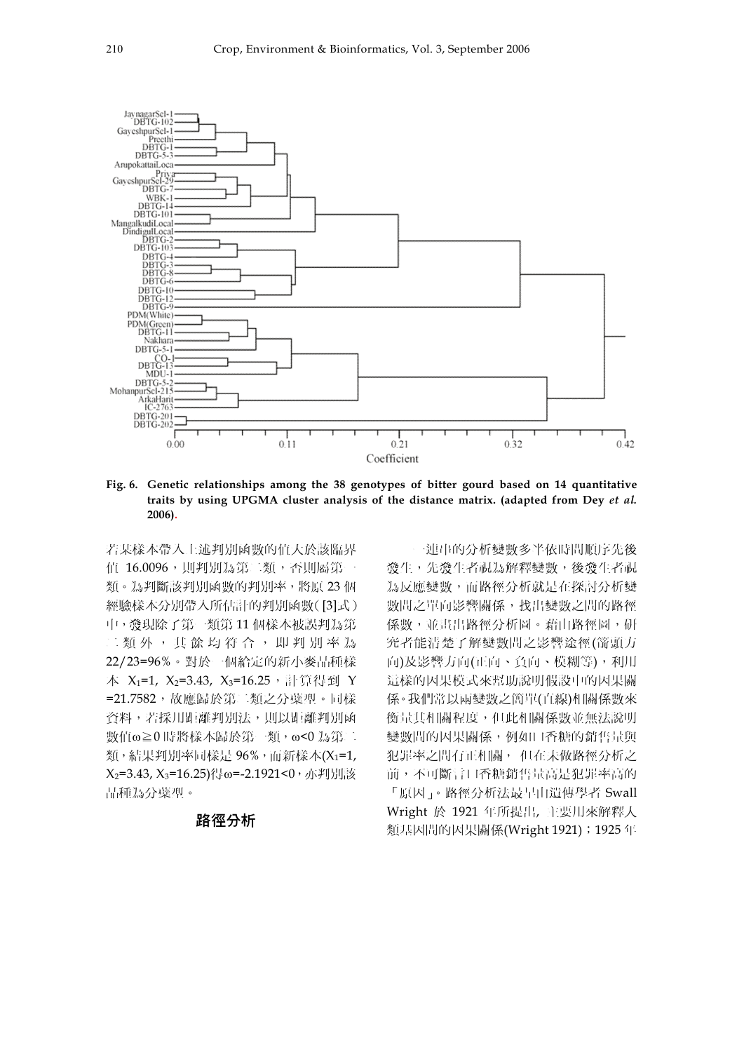Fig. 6. Genetic relationships among the 38 genotypes of bitter gourd based on 14 quantitative traits by using UPGMA cluster analysis of the distance matrix. (adapted from Dey *et al.* 2006).

若果樣本帶入上述判別函數的值大於該臨界值 16.0096，則判別為第二類，否則屬第一類。為判斷該判別函數的判別率，將原 23 個經驗樣本分別帶入所估計的判別函數([3]式)中，發現除了第一類第 11 個樣本被誤判為第二類外，其餘均符合，即判別率為 22/23=96%。對於一個給定的新小麥品種樣本 $X_1=1$, $X_2=3.43$, $X_3=16.25$，計算得到 $Y=21.7582$，故應歸於第二類之分蘗型。同樣資料，若採用距離判別法，則以距離判別函數值$\omega \geqq 0$時將樣本歸於第一類，$\omega<0$為第二類，結果判別率同樣是 96%，而新樣本($X_1=1$, $X_2=3.43$, $X_3=16.25$)得$\omega=-2.1921<0$，亦判別該品種為分蘗型。

## 路徑分析

一連串的分析變數多半依時間順序先後發生，先發生者視為解釋變數，後發生者視為反應變數，而路徑分析就是在探討分析變數間之單向影響關係，找出變數之間的路徑係數，並畫出路徑分析圖。藉由路徑圖，研究者能清楚了解變數間之影響途徑(箭頭方向)及影響方向(正向、負向、模糊等)，利用這樣的因果模式來幫助說明假設中的因果關係。我們常以兩變數之簡單(直線)相關係數來衡量其相關程度，但此相關係數並無法說明變數間的因果關係，例如口香糖的銷售量與犯罪率之間有正相關，但在未做路徑分析之前，不可斷言口香糖銷售量高是犯罪率高的「原因」。路徑分析法最早由遺傳學者 Swall Wright 於 1921 年所提出，主要用來解釋人類基因間的因果關係(Wright 1921)；1925 年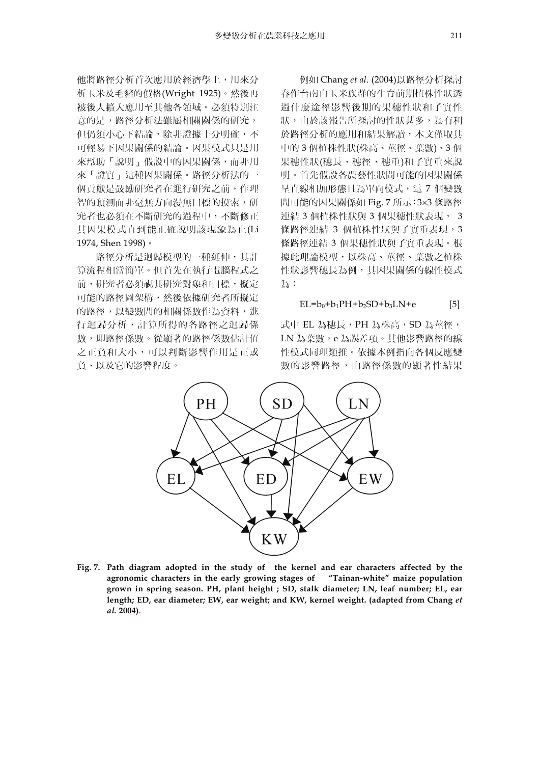他將路徑分析首次應用於經濟學上，用來分析玉米及毛豬的價格(Wright 1925)。然後再被後人擴大應用至其他各領域。必須特別注意的是，路徑分析法雖屬相關關係的研究，但仍須小心下結論，除非證據十分明確，不可輕易下因果關係的結論。因果模式只是用來幫助「說明」假設中的因果關係，而非用來「證實」這種因果關係。路徑分析法的一個貢獻是鼓勵研究者在進行研究之前，作理智的預測而非毫無方向漫無目標的摸索，研究者也必須在不斷研究的過程中，不斷修正其因果模式直到能正確說明該現象為止(Li 1974, Shen 1998)。

路徑分析是迴歸模型的一種延伸，其計算流程相當簡單。但首先在執行電腦程式之前，研究者必須視其研究對象和目標，擬定可能的路徑圖架構，然後依據研究者所擬定的路徑，以變數間的相關係數作為資料，進行迴歸分析，計算所得的各路徑之迴歸係數，即路徑係數。從顯著的路徑係數估計值之正負和大小，可以判斷影響作用是正或負、以及它的影響程度。

例如 Chang *et al*. (2004)以路徑分析探討春作台南白玉米族群的生育前期植株性狀透過什麼途徑影響後期的果穗性狀和子實性狀，由於該報告所探討的性狀甚多，為有利於路徑分析的應用和結果解讀，本文僅取其中的 3 個植株性狀(株高、莖徑、葉數)、3 個果穗性狀(穗長、穗徑、穗重)和子實重來說明。首先假設各農藝性狀間可能的因果關係呈直線相加形態且為單向模式，這 7 個變數間可能的因果關係如 Fig. 7 所示：3×3 條路徑連結 3 個植株性狀與 3 個果穗性狀表現， 3 條路徑連結 3 個植株性狀與子實重表現，3 條路徑連結 3 個果穗性狀與子實重表現。根據此理論模型，以株高、莖徑、葉數之植株性狀影響穗長為例，其因果關係的線性模式為：

$$EL=b_0+b_1PH+b_2SD+b_3LN+e \qquad [5]$$

式中 EL 為穗長，PH 為株高，SD 為莖徑，LN 為葉數，e 為誤差項。其他影響路徑的線性模式同理類推。依據本例指向各個反應變數的影響路徑，由路徑係數的顯著性結果

**Fig. 7. Path diagram adopted in the study of the kernel and ear characters affected by the agronomic characters in the early growing stages of "Tainan-white" maize population grown in spring season. PH, plant height ; SD, stalk diameter; LN, leaf number; EL, ear length; ED, ear diameter; EW, ear weight; and KW, kernel weight. (adapted from Chang *et al.* 2004)**.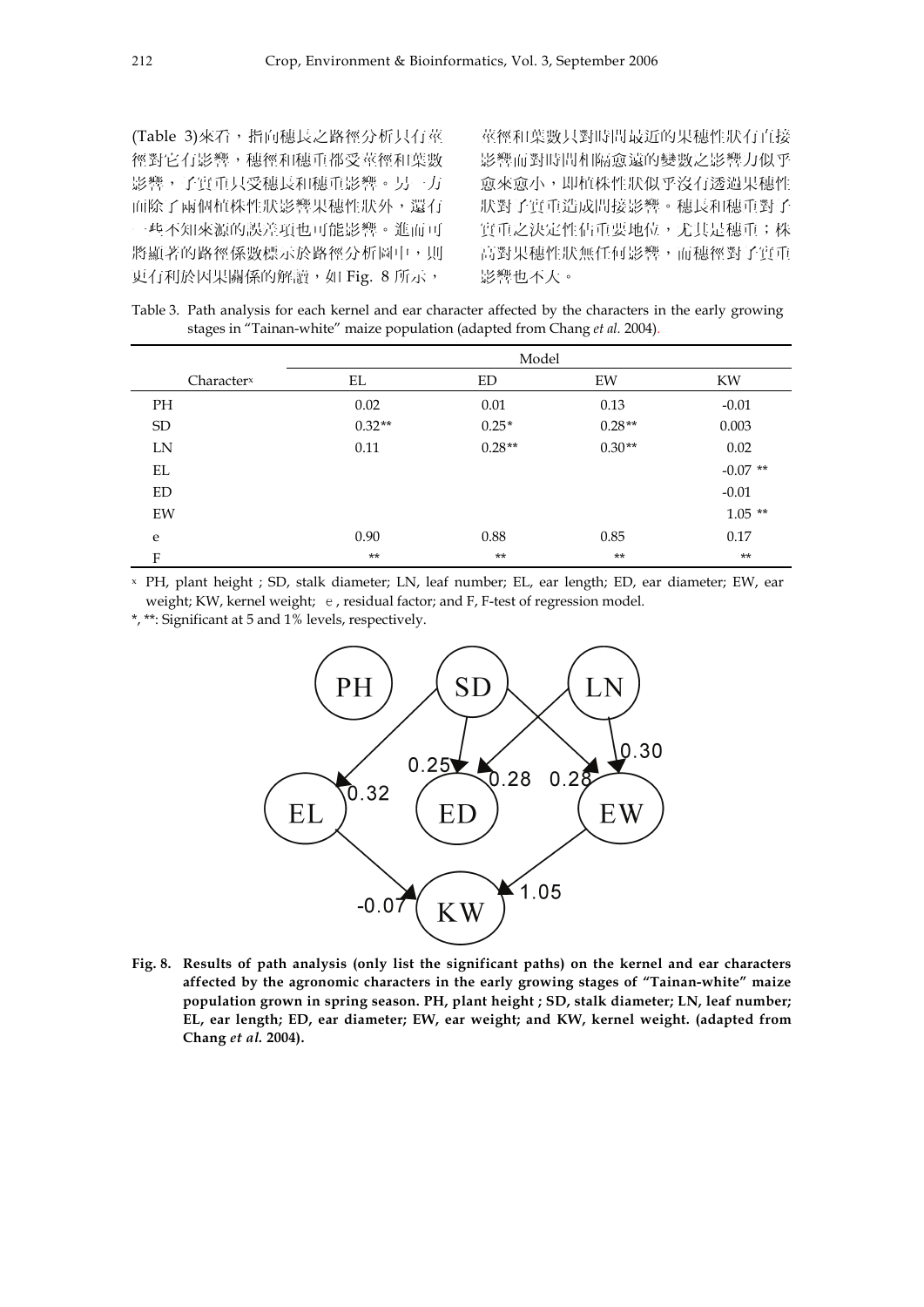(Table 3)來看，指向穗長之路徑分析只有莖徑對它有影響，穗徑和穗重都受莖徑和葉數影響，子實重只受穗長和穗重影響。另一方面除了兩個植株性狀影響果穗性狀外，還有一些不知來源的誤差項也可能影響。進而可將顯著的路徑係數標示於路徑分析圖中，則更有利於因果關係的解讀，如 Fig. 8 所示，莖徑和葉數只對時間最近的果穗性狀有直接影響而對時間相隔愈遠的變數之影響力似乎愈來愈小，即植株性狀似乎沒有透過果穗性狀對子實重造成間接影響。穗長和穗重對子實重之決定性佔重要地位，尤其是穗重；株高對果穗性狀無任何影響，而穗徑對子實重影響也不大。

Table 3. Path analysis for each kernel and ear character affected by the characters in the early growing stages in "Tainan-white" maize population (adapted from Chang *et al.* 2004).

| Character[x] | Model | | | |
|---|---|---|---|---|
| | EL | ED | EW | KW |
| PH | 0.02 | 0.01 | 0.13 | -0.01 |
| SD | 0.32** | 0.25* | 0.28** | 0.003 |
| LN | 0.11 | 0.28** | 0.30** | 0.02 |
| EL | | | | -0.07 ** |
| ED | | | | -0.01 |
| EW | | | | 1.05 ** |
| e | 0.90 | 0.88 | 0.85 | 0.17 |
| F | ** | ** | ** | ** |

[x] PH, plant height ; SD, stalk diameter; LN, leaf number; EL, ear length; ED, ear diameter; EW, ear weight; KW, kernel weight; e, residual factor; and F, F-test of regression model.

*, **: Significant at 5 and 1% levels, respectively.

**Fig. 8. Results of path analysis (only list the significant paths) on the kernel and ear characters affected by the agronomic characters in the early growing stages of "Tainan-white" maize population grown in spring season. PH, plant height ; SD, stalk diameter; LN, leaf number; EL, ear length; ED, ear diameter; EW, ear weight; and KW, kernel weight. (adapted from Chang *et al.* 2004).**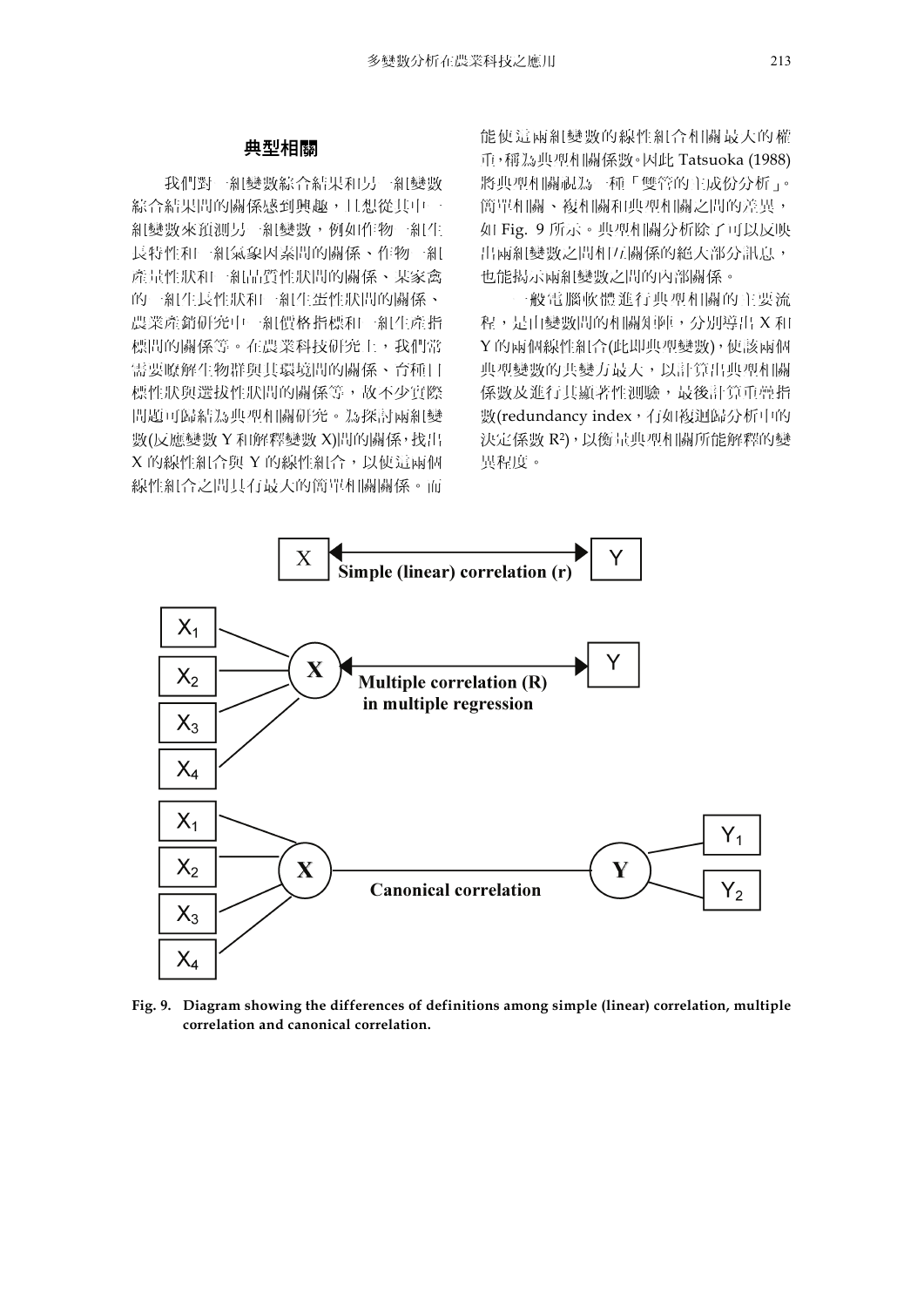## 典型相關

我們對一組變數綜合結果和另一組變數綜合結果間的關係感到興趣，且想從其中一組變數來預測另一組變數，例如作物一組生長特性和一組氣象因素間的關係、作物一組產量性狀和一組品質性狀間的關係、某家禽的一組生長性狀和一組生蛋性狀間的關係、農業產銷研究中一組價格指標和一組生產指標間的關係等。在農業科技研究上，我們常需要瞭解生物群與其環境間的關係、育種目標性狀與選拔性狀間的關係等，故不少實際問題可歸結為典型相關研究。為探討兩組變數(反應變數 Y 和解釋變數 X)間的關係，找出 X 的線性組合與 Y 的線性組合，以使這兩個線性組合之間具有最大的簡單相關關係。而能使這兩組變數的線性組合相關最大的權重，稱為典型相關係數。因此 Tatsuoka (1988) 將典型相關視為一種「雙管的主成份分析」。簡單相關、複相關和典型相關之間的差異，如 Fig. 9 所示。典型相關分析除了可以反映出兩組變數之間相互關係的絕大部分訊息，也能揭示兩組變數之間的內部關係。

一般電腦軟體進行典型相關的主要流程，是由變數間的相關矩陣，分別導出 X 和 Y 的兩個線性組合(此即典型變數)，使該兩個典型變數的共變方最大，以計算出典型相關係數及進行其顯著性測驗，最後計算重疊指數(redundancy index，有如複迴歸分析中的決定係數 $R^2$)，以衡量典型相關所能解釋的變異程度。

Fig. 9. Diagram showing the differences of definitions among simple (linear) correlation, multiple correlation and canonical correlation.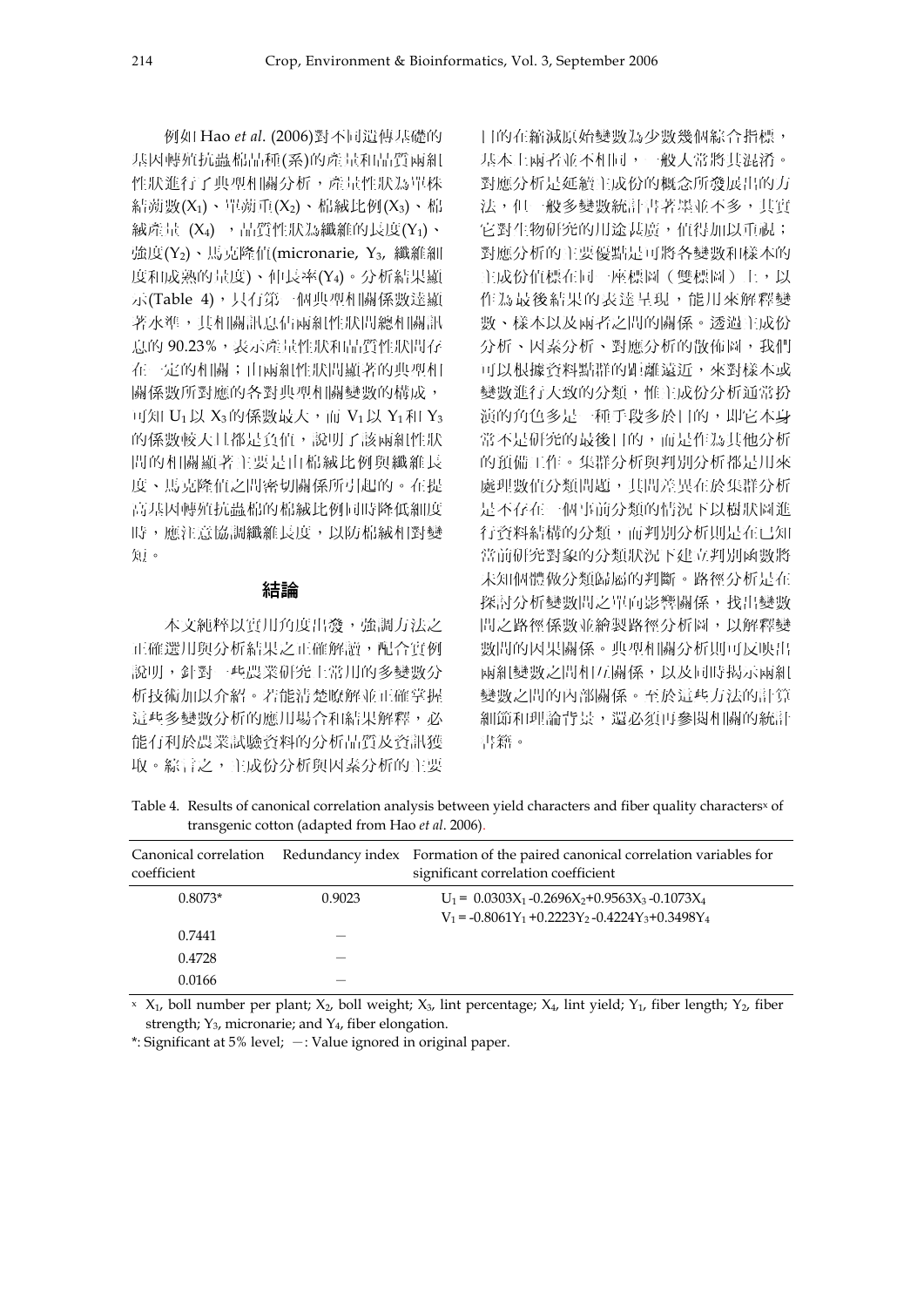例如 Hao *et al.* (2006)對不同遺傳基礎的基因轉殖抗蟲棉品種(系)的產量和品質兩組性狀進行了典型相關分析，產量性狀為單株結鈴數($X_1$)、單鈴重($X_2$)、棉絨比例($X_3$)、棉絨產量 ($X_4$) ，品質性狀為纖維的長度($Y_1$)、強度($Y_2$)、馬克隆值(micronarie, $Y_3$, 纖維細度和成熟的量度)、伸長率($Y_4$)。分析結果顯示(Table 4)，只有第一個典型相關係數達顯著水準，其相關訊息佔兩組性狀間總相關訊息的 90.23%，表示產量性狀和品質性狀間存在一定的相關；由兩組性狀間顯著的典型相關係數所對應的各對典型相關變數的構成，可知 $U_1$ 以 $X_3$ 的係數最大，而 $V_1$ 以 $Y_1$ 和 $Y_3$ 的係數較大且都是負值，說明了該兩組性狀間的相關顯著主要是由棉絨比例與纖維長度、馬克隆值之間密切關係所引起的。在提高基因轉殖抗蟲棉的棉絨比例同時降低細度時，應注意協調纖維長度，以防棉絨相對變短。

## 結論

本文純粹以實用角度出發，強調方法之正確選用與分析結果之正確解讀，配合實例說明，針對一些農業研究上常用的多變數分析技術加以介紹。若能清楚瞭解並正確掌握這些多變數分析的應用場合和結果解釋，必能有利於農業試驗資料的分析品質及資訊獲取。綜言之，主成份分析與因素分析的主要目的在縮減原始變數為少數幾個綜合指標，基本上兩者並不相同，一般人常將其混淆。對應分析是延續主成份的概念所發展出的方法，但一般多變數統計書著墨並不多，其實它對生物研究的用途甚廣，值得加以重視；對應分析的主要優點是可將各變數和樣本的主成份值標在同一座標圖（雙標圖）上，以作為最後結果的表達呈現，能用來解釋變數、樣本以及兩者之間的關係。透過主成份分析、因素分析、對應分析的散佈圖，我們可以根據資料點群的距離遠近，來對樣本或變數進行大致的分類，惟主成份分析通常扮演的角色多是一種手段多於目的，即它本身常不是研究的最後目的，而是作為其他分析的預備工作。集群分析與判別分析都是用來處理數值分類問題，其間差異在於集群分析是不存在一個事前分類的情況下以樹狀圖進行資料結構的分類，而判別分析則是在已知當前研究對象的分類狀況下建立判別函數將未知個體做分類歸屬的判斷。路徑分析是在探討分析變數間之單向影響關係，找出變數間之路徑係數並繪製路徑分析圖，以解釋變數間的因果關係。典型相關分析則可反映出兩組變數之間相互關係，以及同時揭示兩組變數之間的內部關係。至於這些方法的計算細節和理論背景，還必須再參閱相關的統計書籍。

Table 4. Results of canonical correlation analysis between yield characters and fiber quality characters[x] of transgenic cotton (adapted from Hao *et al*. 2006).

| Canonical correlation coefficient | Redundancy index | Formation of the paired canonical correlation variables for significant correlation coefficient |
|---|---|---|
| 0.8073* | 0.9023 | $U_1 = 0.0303X_1 - 0.2696X_2 + 0.9563X_3 - 0.1073X_4$ <br> $V_1 = -0.8061Y_1 + 0.2223Y_2 - 0.4224Y_3 + 0.3498Y_4$ |
| 0.7441 | — | |
| 0.4728 | — | |
| 0.0166 | — | |

[x] $X_1$, boll number per plant; $X_2$, boll weight; $X_3$, lint percentage; $X_4$, lint yield; $Y_1$, fiber length; $Y_2$, fiber strength; $Y_3$, micronarie; and $Y_4$, fiber elongation.

*: Significant at 5% level; —: Value ignored in original paper.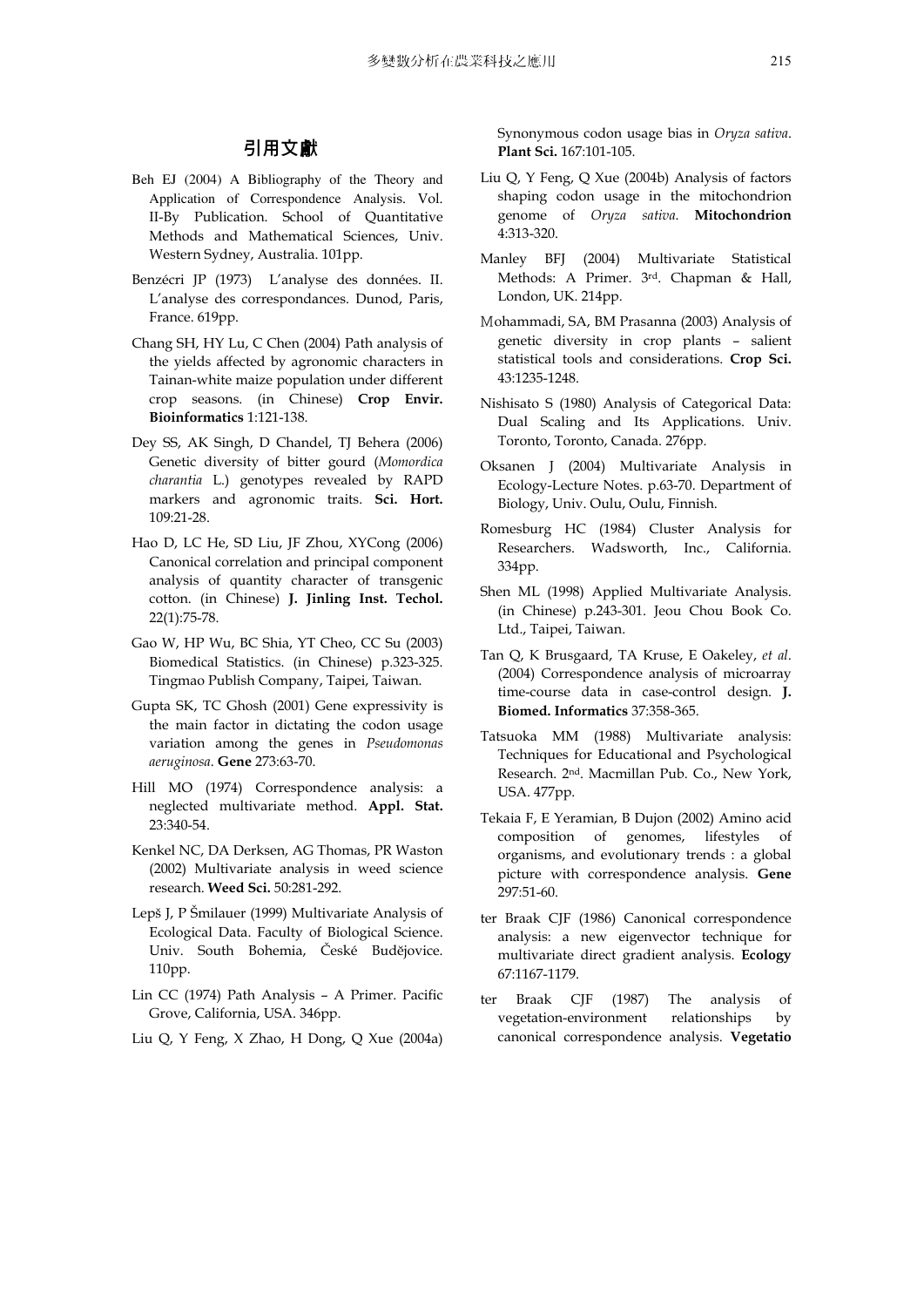## 引用文獻

Beh EJ (2004) A Bibliography of the Theory and Application of Correspondence Analysis. Vol. II-By Publication. School of Quantitative Methods and Mathematical Sciences, Univ. Western Sydney, Australia. 101pp.

Benzécri JP (1973) L'analyse des données. II. L'analyse des correspondances. Dunod, Paris, France. 619pp.

Chang SH, HY Lu, C Chen (2004) Path analysis of the yields affected by agronomic characters in Tainan-white maize population under different crop seasons. (in Chinese) **Crop Envir. Bioinformatics** 1:121-138.

Dey SS, AK Singh, D Chandel, TJ Behera (2006) Genetic diversity of bitter gourd (*Momordica charantia* L.) genotypes revealed by RAPD markers and agronomic traits. **Sci. Hort.** 109:21-28.

Hao D, LC He, SD Liu, JF Zhou, XYCong (2006) Canonical correlation and principal component analysis of quantity character of transgenic cotton. (in Chinese) **J. Jinling Inst. Techol.** 22(1):75-78.

Gao W, HP Wu, BC Shia, YT Cheo, CC Su (2003) Biomedical Statistics. (in Chinese) p.323-325. Tingmao Publish Company, Taipei, Taiwan.

Gupta SK, TC Ghosh (2001) Gene expressivity is the main factor in dictating the codon usage variation among the genes in *Pseudomonas aeruginosa*. **Gene** 273:63-70.

Hill MO (1974) Correspondence analysis: a neglected multivariate method. **Appl. Stat.** 23:340-54.

Kenkel NC, DA Derksen, AG Thomas, PR Waston (2002) Multivariate analysis in weed science research. **Weed Sci.** 50:281-292.

Lepš J, P Šmilauer (1999) Multivariate Analysis of Ecological Data. Faculty of Biological Science. Univ. South Bohemia, České Budějovice. 110pp.

Lin CC (1974) Path Analysis – A Primer. Pacific Grove, California, USA. 346pp.

Liu Q, Y Feng, X Zhao, H Dong, Q Xue (2004a) Synonymous codon usage bias in *Oryza sativa*. **Plant Sci.** 167:101-105.

Liu Q, Y Feng, Q Xue (2004b) Analysis of factors shaping codon usage in the mitochondrion genome of *Oryza sativa*. **Mitochondrion** 4:313-320.

Manley BFJ (2004) Multivariate Statistical Methods: A Primer. 3rd. Chapman & Hall, London, UK. 214pp.

Mohammadi, SA, BM Prasanna (2003) Analysis of genetic diversity in crop plants – salient statistical tools and considerations. **Crop Sci.** 43:1235-1248.

Nishisato S (1980) Analysis of Categorical Data: Dual Scaling and Its Applications. Univ. Toronto, Toronto, Canada. 276pp.

Oksanen J (2004) Multivariate Analysis in Ecology-Lecture Notes. p.63-70. Department of Biology, Univ. Oulu, Oulu, Finnish.

Romesburg HC (1984) Cluster Analysis for Researchers. Wadsworth, Inc., California. 334pp.

Shen ML (1998) Applied Multivariate Analysis. (in Chinese) p.243-301. Jeou Chou Book Co. Ltd., Taipei, Taiwan.

Tan Q, K Brusgaard, TA Kruse, E Oakeley, *et al*. (2004) Correspondence analysis of microarray time-course data in case-control design. **J. Biomed. Informatics** 37:358-365.

Tatsuoka MM (1988) Multivariate analysis: Techniques for Educational and Psychological Research. 2nd. Macmillan Pub. Co., New York, USA. 477pp.

Tekaia F, E Yeramian, B Dujon (2002) Amino acid composition of genomes, lifestyles of organisms, and evolutionary trends : a global picture with correspondence analysis. **Gene** 297:51-60.

ter Braak CJF (1986) Canonical correspondence analysis: a new eigenvector technique for multivariate direct gradient analysis. **Ecology** 67:1167-1179.

ter Braak CJF (1987) The analysis of vegetation-environment relationships by canonical correspondence analysis. **Vegetatio**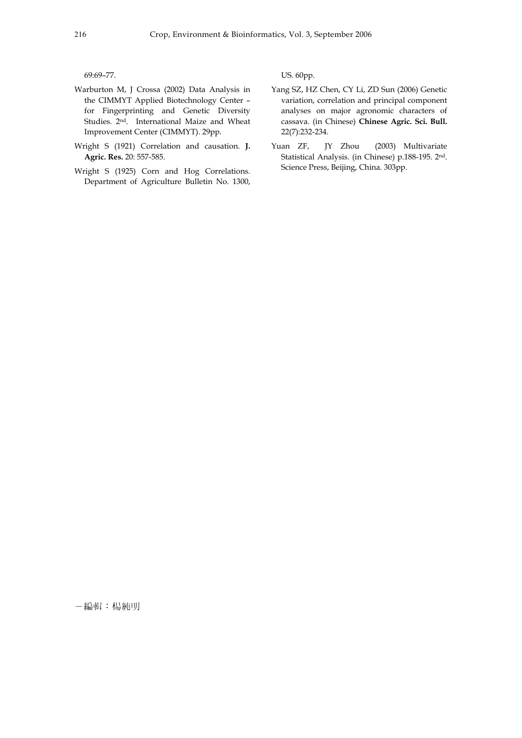69:69–77.

Warburton M, J Crossa (2002) Data Analysis in the CIMMYT Applied Biotechnology Center – for Fingerprinting and Genetic Diversity Studies. 2nd. International Maize and Wheat Improvement Center (CIMMYT). 29pp.

Wright S (1921) Correlation and causation. **J. Agric. Res.** 20: 557-585.

Wright S (1925) Corn and Hog Correlations. Department of Agriculture Bulletin No. 1300, US. 60pp.

Yang SZ, HZ Chen, CY Li, ZD Sun (2006) Genetic variation, correlation and principal component analyses on major agronomic characters of cassava. (in Chinese) **Chinese Agric. Sci. Bull.** 22(7):232-234.

Yuan ZF, JY Zhou (2003) Multivariate Statistical Analysis. (in Chinese) p.188-195. 2nd. Science Press, Beijing, China. 303pp.

－編輯：楊純明